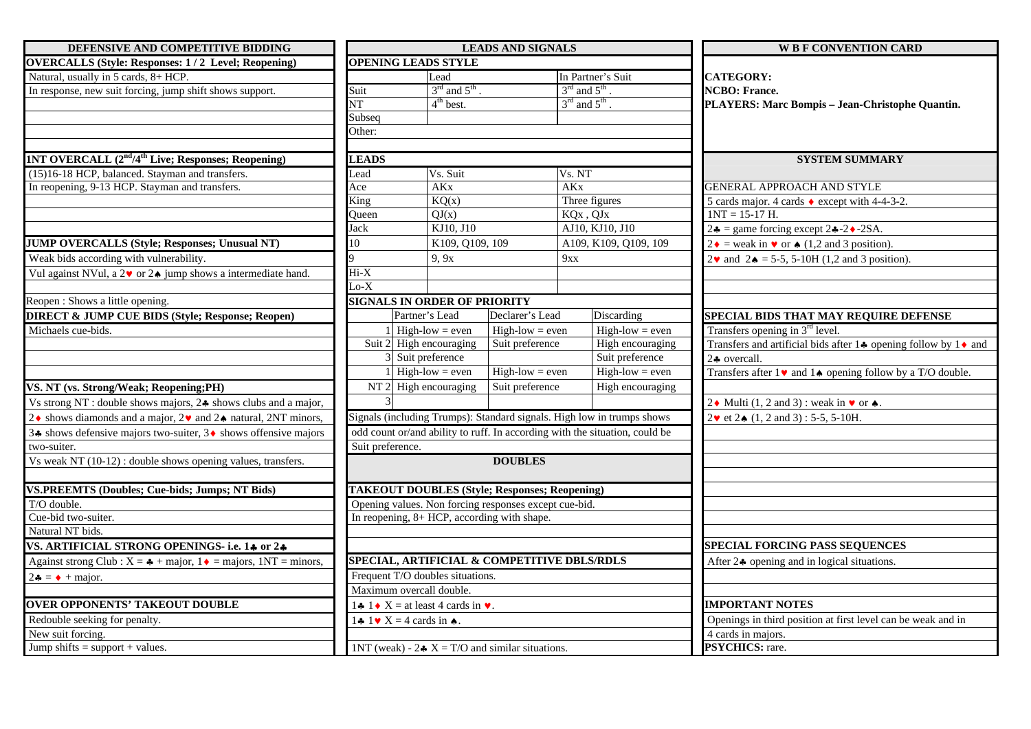## DEFENSIVE AND COMPETITIVE BIDDING

### OVERCALLS (Style: Responses: 1 / 2 Level; Reopening)

Natural, usually in 5 cards, 8+ HCP.

In response, new suit forcing, jump shift shows support.

### 1NT OVERCALL (2nd/4th Live; Responses; Reopening)

(15)16-18 HCP, balanced. Stayman and transfers.

In reopening, 9-13 HCP. Stayman and transfers.

### JUMP OVERCALLS (Style; Responses; Unusual NT)

Weak bids according with vulnerability.

Vul against NVul, a 2♥ or 2♠ jump shows a intermediate hand.

Reopen : Shows a little opening.

### DIRECT & JUMP CUE BIDS (Style; Response; Reopen)

Michaels cue-bids.

### VS. NT (vs. Strong/Weak; Reopening;PH)

Vs strong NT : double shows majors, 2♣ shows clubs and a major, 2♦ shows diamonds and a major, 2♥ and 2♠ natural, 2NT minors, 3♣ shows defensive majors two-suiter, 3♦ shows offensive majors two-suiter.

Vs weak NT (10-12) : double shows opening values, transfers.

### VS.PREEMTS (Doubles; Cue-bids; Jumps; NT Bids)

T/O double.

Cue-bid two-suiter.

Natural NT bids.

### VS. ARTIFICIAL STRONG OPENINGS- i.e. 1♣ or 2♣

Against strong Club : X = ♣ + major, 1♦ = majors, 1NT = minors, 2♣ = ♦ + major.

### OVER OPPONENTS' TAKEOUT DOUBLE

Redouble seeking for penalty.

New suit forcing.

Jump shifts = support + values.

## LEADS AND SIGNALS

### OPENING LEADS STYLE

| | Lead | In Partner's Suit |
|---|---|---|
| Suit | 3rd and 5th . | 3rd and 5th . |
| NT | 4th best. | 3rd and 5th . |
| Subseq | | |
| Other: | | |

### LEADS

| Lead | Vs. Suit | Vs. NT |
|---|---|---|
| Ace | AKx | AKx |
| King | KQ(x) | Three figures |
| Queen | QJ(x) | KQx , QJx |
| Jack | KJ10, J10 | AJ10, KJ10, J10 |
| 10 | K109, Q109, 109 | A109, K109, Q109, 109 |
| 9 | 9, 9x | 9xx |
| Hi-X | | |
| Lo-X | | |

### SIGNALS IN ORDER OF PRIORITY

| | | Partner's Lead | Declarer's Lead | Discarding |
|---|---|---|---|---|
| Suit | 1 | High-low = even | High-low = even | High-low = even |
| | 2 | High encouraging | Suit preference | High encouraging |
| | 3 | Suit preference | | Suit preference |
| NT | 1 | High-low = even | High-low = even | High-low = even |
| | 2 | High encouraging | Suit preference | High encouraging |
| | 3 | | | |

Signals (including Trumps): Standard signals. High low in trumps shows odd count or/and ability to ruff. In according with the situation, could be Suit preference.

## DOUBLES

### TAKEOUT DOUBLES (Style; Responses; Reopening)

Opening values. Non forcing responses except cue-bid.

In reopening, 8+ HCP, according with shape.

### SPECIAL, ARTIFICIAL & COMPETITIVE DBLS/RDLS

Frequent T/O doubles situations.

Maximum overcall double.

1♣ 1♦ X = at least 4 cards in ♥.

1♣ 1♥ X = 4 cards in ♠.

1NT (weak) - 2♣ X = T/O and similar situations.

## W B F CONVENTION CARD

**CATEGORY:**

**NCBO: France.**

**PLAYERS: Marc Bompis – Jean-Christophe Quantin.**

### SYSTEM SUMMARY

GENERAL APPROACH AND STYLE

5 cards major. 4 cards ♦ except with 4-4-3-2.

1NT = 15-17 H.

2♣ = game forcing except 2♣-2♦-2SA.

2♦ = weak in ♥ or ♠ (1,2 and 3 position).

2♥ and 2♠ = 5-5, 5-10H (1,2 and 3 position).

### SPECIAL BIDS THAT MAY REQUIRE DEFENSE

Transfers opening in 3rd level.

Transfers and artificial bids after 1♣ opening follow by 1♦ and 2♣ overcall.

Transfers after 1♥ and 1♠ opening follow by a T/O double.

2♦ Multi (1, 2 and 3) : weak in ♥ or ♠.

2♥ et 2♠ (1, 2 and 3) : 5-5, 5-10H.

### SPECIAL FORCING PASS SEQUENCES

After 2♣ opening and in logical situations.

### IMPORTANT NOTES

Openings in third position at first level can be weak and in 4 cards in majors.

**PSYCHICS:** rare.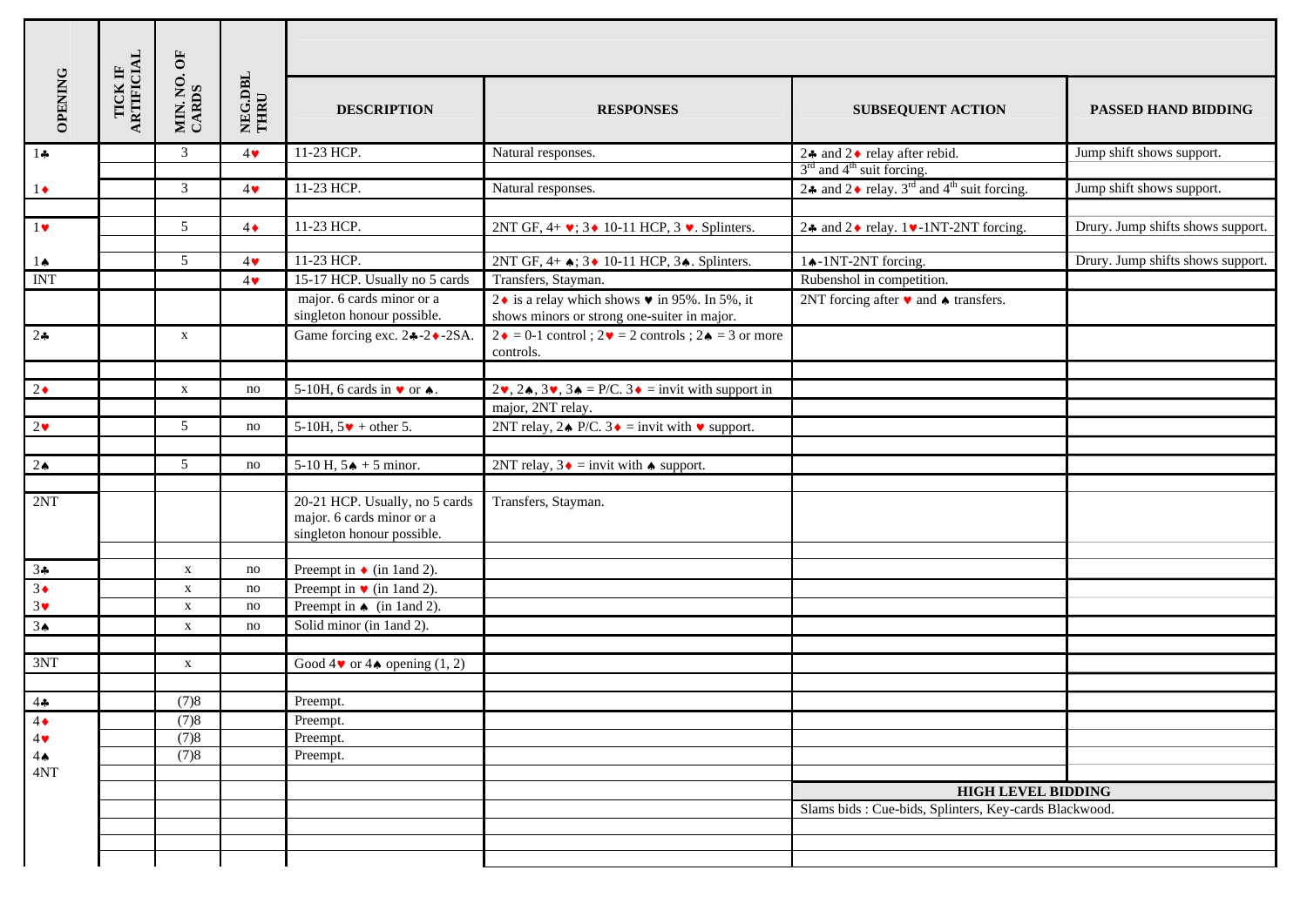| OPENING | TICK IF ARTIFICIAL | MIN. NO. OF CARDS | NEG.DBL THRU | DESCRIPTION | RESPONSES | SUBSEQUENT ACTION | PASSED HAND BIDDING |
|---|---|---|---|---|---|---|---|
| 1♣ | | 3 | 4♥ | 11-23 HCP. | Natural responses. | 2♣ and 2♦ relay after rebid. 3rd and 4th suit forcing. | Jump shift shows support. |
| 1♦ | | 3 | 4♥ | 11-23 HCP. | Natural responses. | 2♣ and 2♦ relay. 3rd and 4th suit forcing. | Jump shift shows support. |
| | | | | | | | |
| 1♥ | | 5 | 4♦ | 11-23 HCP. | 2NT GF, 4+ ♥; 3♦ 10-11 HCP, 3 ♥. Splinters. | 2♣ and 2♦ relay. 1♥-1NT-2NT forcing. | Drury. Jump shift shows support. |
| | | | | | | | |
| 1♠ | | 5 | 4♥ | 11-23 HCP. | 2NT GF, 4+ ♠; 3♦ 10-11 HCP, 3♠. Splinters. | 1♠-1NT-2NT forcing. | Drury. Jump shifts shows support. |
| 1NT | | | 4♥ | 15-17 HCP. Usually no 5 cards major. 6 cards minor or a singleton honour possible. | Transfers, Stayman. 2♦ is a relay which shows ♥ in 95%. In 5%, it shows minors or strong one-suiter in major. | Rubenshol in competition. 2NT forcing after ♥ and ♠ transfers. | |
| 2♣ | | x | | Game forcing exc. 2♣-2♦-2SA. | 2♦ = 0-1 control ; 2♥ = 2 controls ; 2♠ = 3 or more controls. | | |
| | | | | | | | |
| 2♦ | | x | no | 5-10H, 6 cards in ♥ or ♠. | 2♥, 2♠, 3♥, 3♠ = P/C. 3♦ = invit with support in major, 2NT relay. | | |
| 2♥ | | 5 | no | 5-10H, 5♥ + other 5. | 2NT relay, 2♠ P/C. 3♦ = invit with ♥ support. | | |
| | | | | | | | |
| 2♠ | | 5 | no | 5-10 H, 5♠ + 5 minor. | 2NT relay, 3♦ = invit with ♠ support. | | |
| | | | | | | | |
| 2NT | | | | 20-21 HCP. Usually, no 5 cards major. 6 cards minor or a singleton honour possible. | Transfers, Stayman. | | |
| | | | | | | | |
| 3♣ | | x | no | Preempt in ♦ (in 1and 2). | | | |
| 3♦ | | x | no | Preempt in ♥ (in 1and 2). | | | |
| 3♥ | | x | no | Preempt in ♠ (in 1and 2). | | | |
| 3♠ | | x | no | Solid minor (in 1and 2). | | | |
| | | | | | | | |
| 3NT | | x | | Good 4♥ or 4♠ opening (1, 2) | | | |
| | | | | | | | |
| 4♣ | | (7)8 | | Preempt. | | | |
| 4♦ | | (7)8 | | Preempt. | | | |
| 4♥ | | (7)8 | | Preempt. | | | |
| 4♠ | | (7)8 | | Preempt. | | | |
| 4NT | | | | | | | |
| | | | | | | **HIGH LEVEL BIDDING** | |
| | | | | | | Slams bids : Cue-bids, Splinters, Key-cards Blackwood. | |